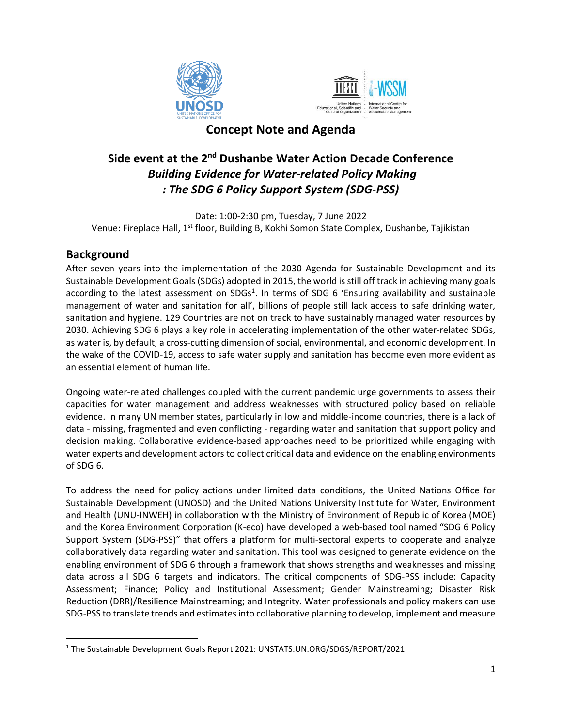# Concept Note and Agenda

## Side event at the 2nd Dushanbe Water Action Decade Conference *Building Evidence for Water-related Policy Making : The SDG 6 Policy Support System (SDG-PSS)*

Date: 1:00-2:30 pm, Tuesday, 7 June 2022
Venue: Fireplace Hall, 1st floor, Building B, Kokhi Somon State Complex, Dushanbe, Tajikistan

## Background

After seven years into the implementation of the 2030 Agenda for Sustainable Development and its Sustainable Development Goals (SDGs) adopted in 2015, the world is still off track in achieving many goals according to the latest assessment on SDGs[1]. In terms of SDG 6 'Ensuring availability and sustainable management of water and sanitation for all', billions of people still lack access to safe drinking water, sanitation and hygiene. 129 Countries are not on track to have sustainably managed water resources by 2030. Achieving SDG 6 plays a key role in accelerating implementation of the other water-related SDGs, as water is, by default, a cross-cutting dimension of social, environmental, and economic development. In the wake of the COVID-19, access to safe water supply and sanitation has become even more evident as an essential element of human life.

Ongoing water-related challenges coupled with the current pandemic urge governments to assess their capacities for water management and address weaknesses with structured policy based on reliable evidence. In many UN member states, particularly in low and middle-income countries, there is a lack of data - missing, fragmented and even conflicting - regarding water and sanitation that support policy and decision making. Collaborative evidence-based approaches need to be prioritized while engaging with water experts and development actors to collect critical data and evidence on the enabling environments of SDG 6.

To address the need for policy actions under limited data conditions, the United Nations Office for Sustainable Development (UNOSD) and the United Nations University Institute for Water, Environment and Health (UNU-INWEH) in collaboration with the Ministry of Environment of Republic of Korea (MOE) and the Korea Environment Corporation (K-eco) have developed a web-based tool named "SDG 6 Policy Support System (SDG-PSS)" that offers a platform for multi-sectoral experts to cooperate and analyze collaboratively data regarding water and sanitation. This tool was designed to generate evidence on the enabling environment of SDG 6 through a framework that shows strengths and weaknesses and missing data across all SDG 6 targets and indicators. The critical components of SDG-PSS include: Capacity Assessment; Finance; Policy and Institutional Assessment; Gender Mainstreaming; Disaster Risk Reduction (DRR)/Resilience Mainstreaming; and Integrity. Water professionals and policy makers can use SDG-PSS to translate trends and estimates into collaborative planning to develop, implement and measure

---

[1] The Sustainable Development Goals Report 2021: UNSTATS.UN.ORG/SDGS/REPORT/2021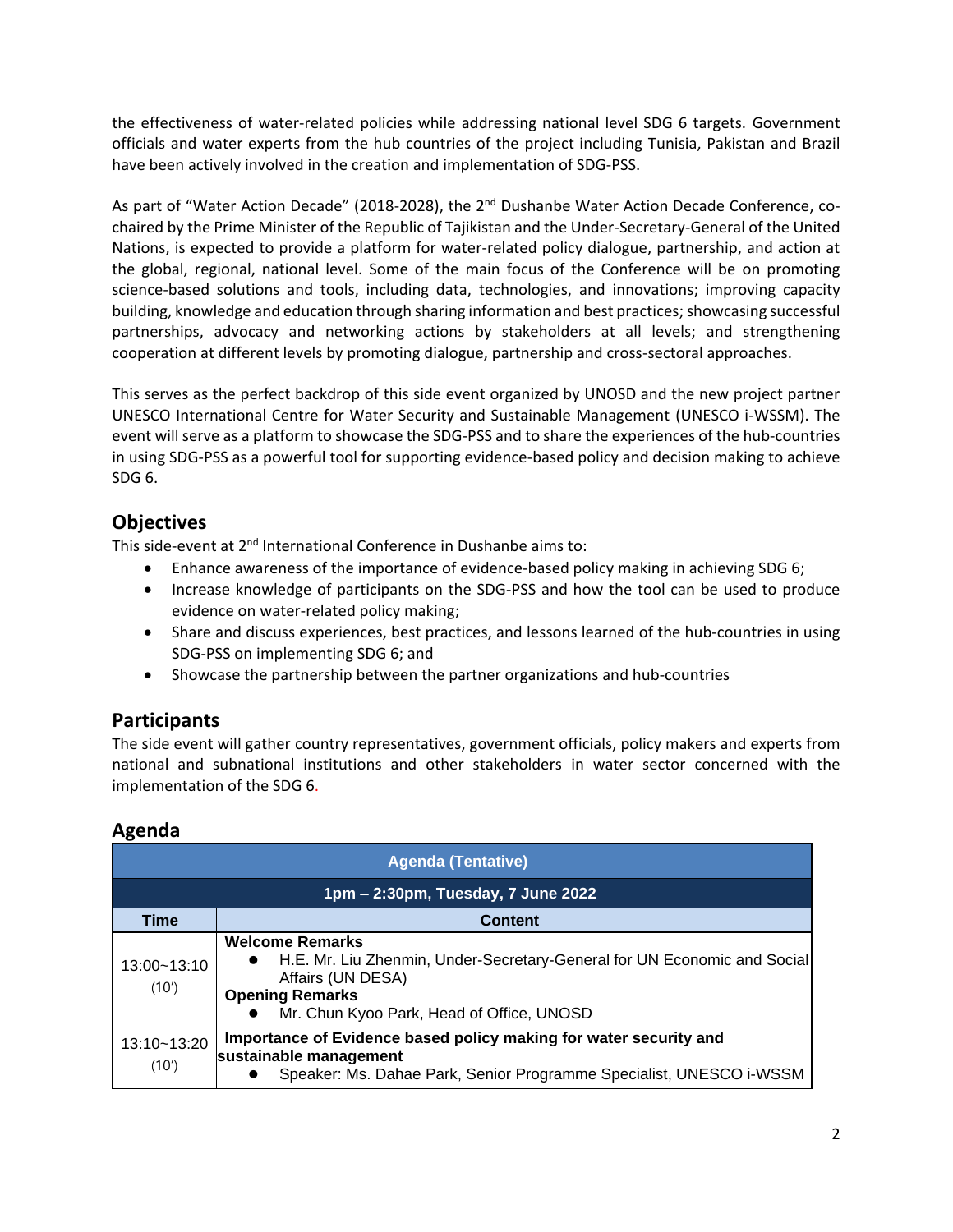the effectiveness of water-related policies while addressing national level SDG 6 targets. Government officials and water experts from the hub countries of the project including Tunisia, Pakistan and Brazil have been actively involved in the creation and implementation of SDG-PSS.

As part of “Water Action Decade” (2018-2028), the 2nd Dushanbe Water Action Decade Conference, co-chaired by the Prime Minister of the Republic of Tajikistan and the Under-Secretary-General of the United Nations, is expected to provide a platform for water-related policy dialogue, partnership, and action at the global, regional, national level. Some of the main focus of the Conference will be on promoting science-based solutions and tools, including data, technologies, and innovations; improving capacity building, knowledge and education through sharing information and best practices; showcasing successful partnerships, advocacy and networking actions by stakeholders at all levels; and strengthening cooperation at different levels by promoting dialogue, partnership and cross-sectoral approaches.

This serves as the perfect backdrop of this side event organized by UNOSD and the new project partner UNESCO International Centre for Water Security and Sustainable Management (UNESCO i-WSSM). The event will serve as a platform to showcase the SDG-PSS and to share the experiences of the hub-countries in using SDG-PSS as a powerful tool for supporting evidence-based policy and decision making to achieve SDG 6.

## Objectives

This side-event at 2nd International Conference in Dushanbe aims to:

- Enhance awareness of the importance of evidence-based policy making in achieving SDG 6;
- Increase knowledge of participants on the SDG-PSS and how the tool can be used to produce evidence on water-related policy making;
- Share and discuss experiences, best practices, and lessons learned of the hub-countries in using SDG-PSS on implementing SDG 6; and
- Showcase the partnership between the partner organizations and hub-countries

## Participants

The side event will gather country representatives, government officials, policy makers and experts from national and subnational institutions and other stakeholders in water sector concerned with the implementation of the SDG 6.

## Agenda

| Agenda (Tentative) | |
|---|---|
| **1pm – 2:30pm, Tuesday, 7 June 2022** | |
| **Time** | **Content** |
| 13:00~13:10 (10') | **Welcome Remarks**<br>● H.E. Mr. Liu Zhenmin, Under-Secretary-General for UN Economic and Social Affairs (UN DESA)<br>**Opening Remarks**<br>● Mr. Chun Kyoo Park, Head of Office, UNOSD |
| 13:10~13:20 (10') | **Importance of Evidence based policy making for water security and sustainable management**<br>● Speaker: Ms. Dahae Park, Senior Programme Specialist, UNESCO i-WSSM |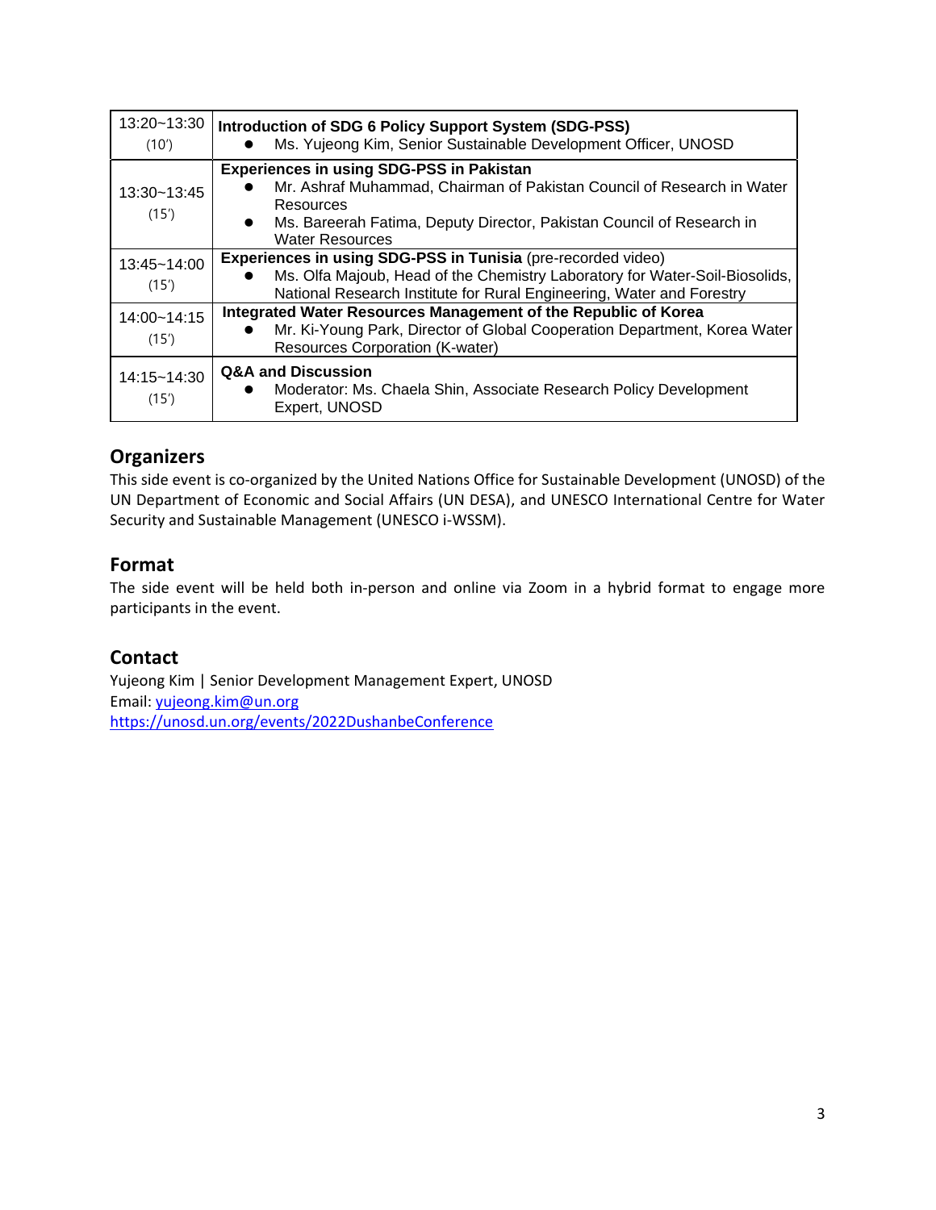| | |
|---|---|
| 13:20~13:30<br>(10′) | **Introduction of SDG 6 Policy Support System (SDG-PSS)**<br>● Ms. Yujeong Kim, Senior Sustainable Development Officer, UNOSD |
| 13:30~13:45<br>(15′) | **Experiences in using SDG-PSS in Pakistan**<br>● Mr. Ashraf Muhammad, Chairman of Pakistan Council of Research in Water Resources<br>● Ms. Bareerah Fatima, Deputy Director, Pakistan Council of Research in Water Resources |
| 13:45~14:00<br>(15′) | **Experiences in using SDG-PSS in Tunisia** (pre-recorded video)<br>● Ms. Olfa Majoub, Head of the Chemistry Laboratory for Water-Soil-Biosolids, National Research Institute for Rural Engineering, Water and Forestry |
| 14:00~14:15<br>(15′) | **Integrated Water Resources Management of the Republic of Korea**<br>● Mr. Ki-Young Park, Director of Global Cooperation Department, Korea Water Resources Corporation (K-water) |
| 14:15~14:30<br>(15′) | **Q&A and Discussion**<br>● Moderator: Ms. Chaela Shin, Associate Research Policy Development Expert, UNOSD |

## Organizers

This side event is co-organized by the United Nations Office for Sustainable Development (UNOSD) of the UN Department of Economic and Social Affairs (UN DESA), and UNESCO International Centre for Water Security and Sustainable Management (UNESCO i-WSSM).

## Format

The side event will be held both in-person and online via Zoom in a hybrid format to engage more participants in the event.

## Contact

Yujeong Kim | Senior Development Management Expert, UNOSD
Email: yujeong.kim@un.org
https://unosd.un.org/events/2022DushanbeConference